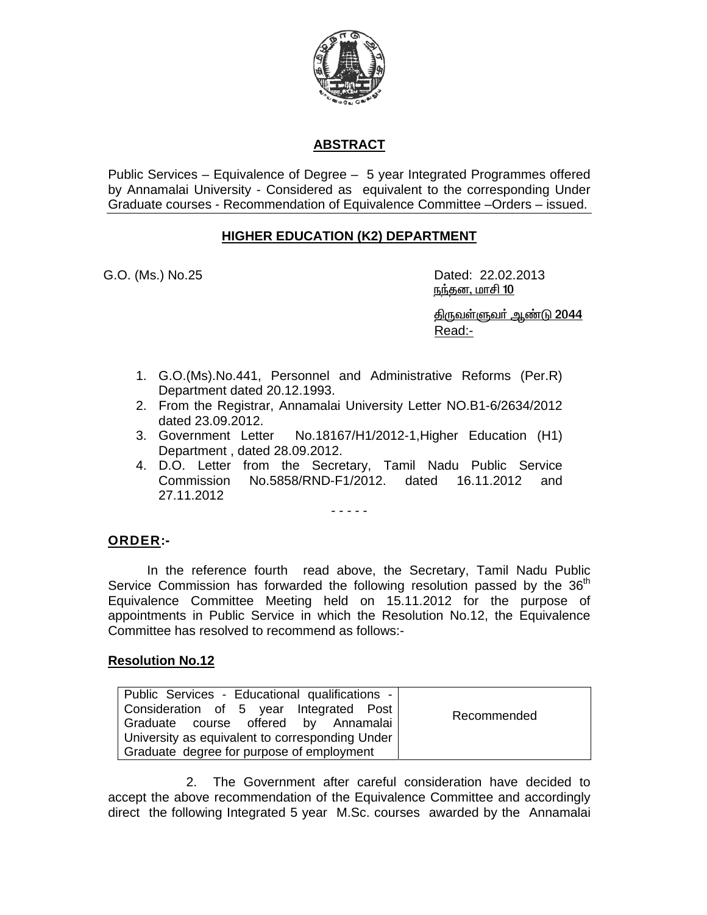## ABSTRACT

Public Services – Equivalence of Degree – 5 year Integrated Programmes offered by Annamalai University - Considered as equivalent to the corresponding Under Graduate courses - Recommendation of Equivalence Committee –Orders – issued.

### HIGHER EDUCATION (K2) DEPARTMENT

G.O. (Ms.) No.25

Dated: 22.02.2013
நந்தன, மாசி 10

திருவள்ளுவர் ஆண்டு 2044

Read:-

1. G.O.(Ms).No.441, Personnel and Administrative Reforms (Per.R) Department dated 20.12.1993.
2. From the Registrar, Annamalai University Letter NO.B1-6/2634/2012 dated 23.09.2012.
3. Government Letter No.18167/H1/2012-1,Higher Education (H1) Department , dated 28.09.2012.
4. D.O. Letter from the Secretary, Tamil Nadu Public Service Commission No.5858/RND-F1/2012. dated 16.11.2012 and 27.11.2012

- - - - -

**ORDER:-**

In the reference fourth read above, the Secretary, Tamil Nadu Public Service Commission has forwarded the following resolution passed by the 36th Equivalence Committee Meeting held on 15.11.2012 for the purpose of appointments in Public Service in which the Resolution No.12, the Equivalence Committee has resolved to recommend as follows:-

**Resolution No.12**

| Public Services - Educational qualifications - Consideration of 5 year Integrated Post Graduate course offered by Annamalai University as equivalent to corresponding Under Graduate degree for purpose of employment | Recommended |
|---|---|

2. The Government after careful consideration have decided to accept the above recommendation of the Equivalence Committee and accordingly direct the following Integrated 5 year M.Sc. courses awarded by the Annamalai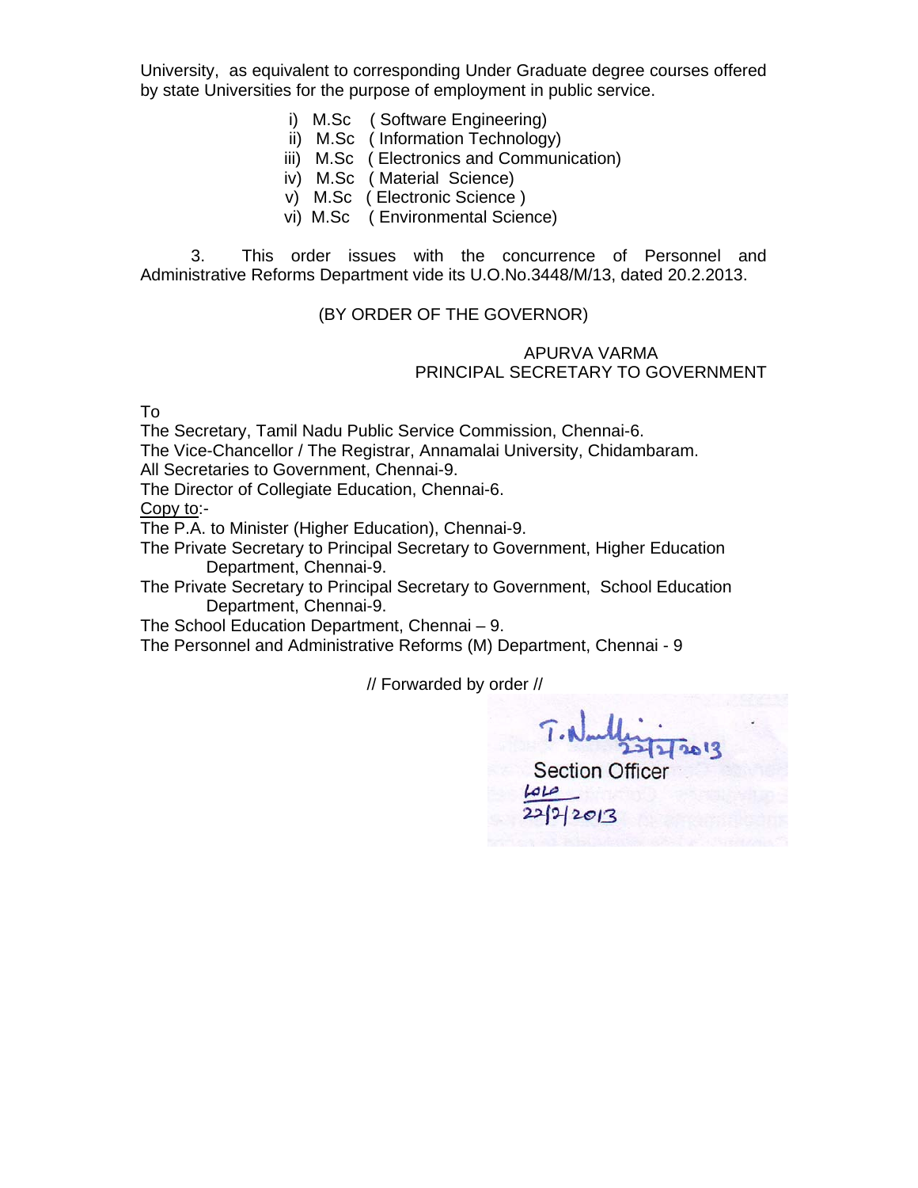University, as equivalent to corresponding Under Graduate degree courses offered by state Universities for the purpose of employment in public service.

i) M.Sc ( Software Engineering)
ii) M.Sc ( Information Technology)
iii) M.Sc ( Electronics and Communication)
iv) M.Sc ( Material Science)
v) M.Sc ( Electronic Science )
vi) M.Sc ( Environmental Science)

3. This order issues with the concurrence of Personnel and Administrative Reforms Department vide its U.O.No.3448/M/13, dated 20.2.2013.

(BY ORDER OF THE GOVERNOR)

APURVA VARMA
PRINCIPAL SECRETARY TO GOVERNMENT

To
The Secretary, Tamil Nadu Public Service Commission, Chennai-6.
The Vice-Chancellor / The Registrar, Annamalai University, Chidambaram.
All Secretaries to Government, Chennai-9.
The Director of Collegiate Education, Chennai-6.

Copy to:-
The P.A. to Minister (Higher Education), Chennai-9.
The Private Secretary to Principal Secretary to Government, Higher Education Department, Chennai-9.
The Private Secretary to Principal Secretary to Government, School Education Department, Chennai-9.
The School Education Department, Chennai – 9.
The Personnel and Administrative Reforms (M) Department, Chennai - 9

// Forwarded by order //

T.Nandhini 22/2/2013
Section Officer
22/2/2013